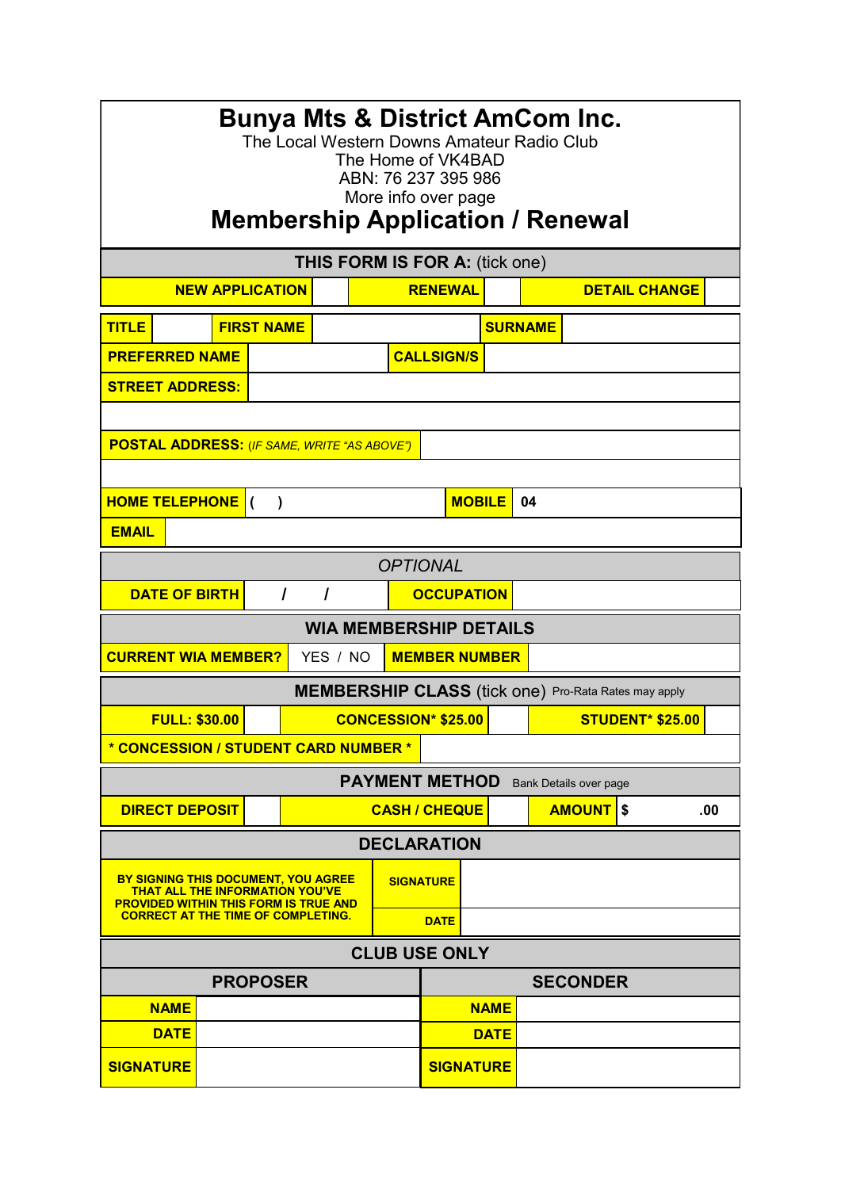# Bunya Mts & District AmCom Inc.

The Local Western Downs Amateur Radio Club
The Home of VK4BAD
ABN: 76 237 395 986
More info over page

# Membership Application / Renewal

**THIS FORM IS FOR A:** (tick one)

| **NEW APPLICATION** | | **RENEWAL** | | **DETAIL CHANGE** | |
|---|---|---|---|---|---|

| **TITLE** | | **FIRST NAME** | | **SURNAME** | |
|---|---|---|---|---|---|
| **PREFERRED NAME** | | **CALLSIGN/S** | | | |
| **STREET ADDRESS:** | | | | | |
| | | | | | |
| **POSTAL ADDRESS:** *(IF SAME, WRITE "AS ABOVE")* | | | | | |
| | | | | | |
| **HOME TELEPHONE** | **( )** | **MOBILE** | **04** | | |
| **EMAIL** | | | | | |

*OPTIONAL*

| **DATE OF BIRTH** | **/ /** | **OCCUPATION** | |
|---|---|---|---|

**WIA MEMBERSHIP DETAILS**

| **CURRENT WIA MEMBER?** | YES / NO | **MEMBER NUMBER** | |
|---|---|---|---|

**MEMBERSHIP CLASS** (tick one) Pro-Rata Rates may apply

| **FULL: $30.00** | | **CONCESSION* $25.00** | | **STUDENT* $25.00** | |
|---|---|---|---|---|---|
| *** CONCESSION / STUDENT CARD NUMBER *** | | | | | |

**PAYMENT METHOD** Bank Details over page

| **DIRECT DEPOSIT** | | **CASH / CHEQUE** | | **AMOUNT** | **$ .00** |
|---|---|---|---|---|---|

**DECLARATION**

| **BY SIGNING THIS DOCUMENT, YOU AGREE THAT ALL THE INFORMATION YOU'VE PROVIDED WITHIN THIS FORM IS TRUE AND CORRECT AT THE TIME OF COMPLETING.** | **SIGNATURE** | |
|---|---|---|
| | **DATE** | |

**CLUB USE ONLY**

| **PROPOSER** | | **SECONDER** | |
|---|---|---|---|
| **NAME** | | **NAME** | |
| **DATE** | | **DATE** | |
| **SIGNATURE** | | **SIGNATURE** | |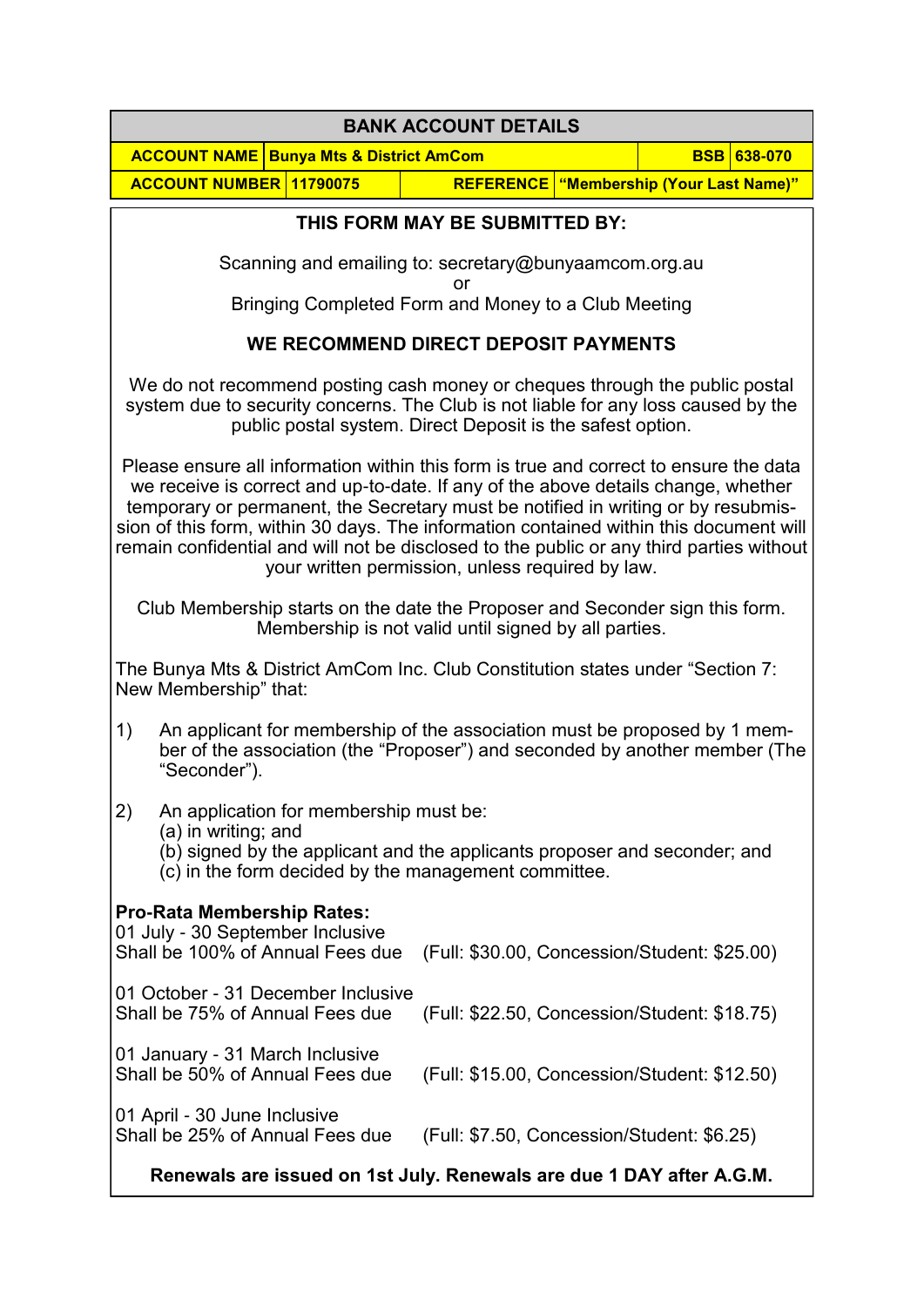## BANK ACCOUNT DETAILS

| | | | | | |
|---|---|---|---|---|---|
| **ACCOUNT NAME** | **Bunya Mts & District AmCom** | | | **BSB** | **638-070** |
| **ACCOUNT NUMBER** | **11790075** | **REFERENCE** | **"Membership (Your Last Name)"** | | |

### THIS FORM MAY BE SUBMITTED BY:

Scanning and emailing to: secretary@bunyaamcom.org.au
or
Bringing Completed Form and Money to a Club Meeting

### WE RECOMMEND DIRECT DEPOSIT PAYMENTS

We do not recommend posting cash money or cheques through the public postal system due to security concerns. The Club is not liable for any loss caused by the public postal system. Direct Deposit is the safest option.

Please ensure all information within this form is true and correct to ensure the data we receive is correct and up-to-date. If any of the above details change, whether temporary or permanent, the Secretary must be notified in writing or by resubmission of this form, within 30 days. The information contained within this document will remain confidential and will not be disclosed to the public or any third parties without your written permission, unless required by law.

Club Membership starts on the date the Proposer and Seconder sign this form. Membership is not valid until signed by all parties.

The Bunya Mts & District AmCom Inc. Club Constitution states under "Section 7: New Membership" that:

1) An applicant for membership of the association must be proposed by 1 member of the association (the "Proposer") and seconded by another member (The "Seconder").

2) An application for membership must be:
   (a) in writing; and
   (b) signed by the applicant and the applicants proposer and seconder; and
   (c) in the form decided by the management committee.

**Pro-Rata Membership Rates:**

01 July - 30 September Inclusive
Shall be 100% of Annual Fees due (Full: $30.00, Concession/Student: $25.00)

01 October - 31 December Inclusive
Shall be 75% of Annual Fees due (Full: $22.50, Concession/Student: $18.75)

01 January - 31 March Inclusive
Shall be 50% of Annual Fees due (Full: $15.00, Concession/Student: $12.50)

01 April - 30 June Inclusive
Shall be 25% of Annual Fees due (Full: $7.50, Concession/Student: $6.25)

**Renewals are issued on 1st July. Renewals are due 1 DAY after A.G.M.**